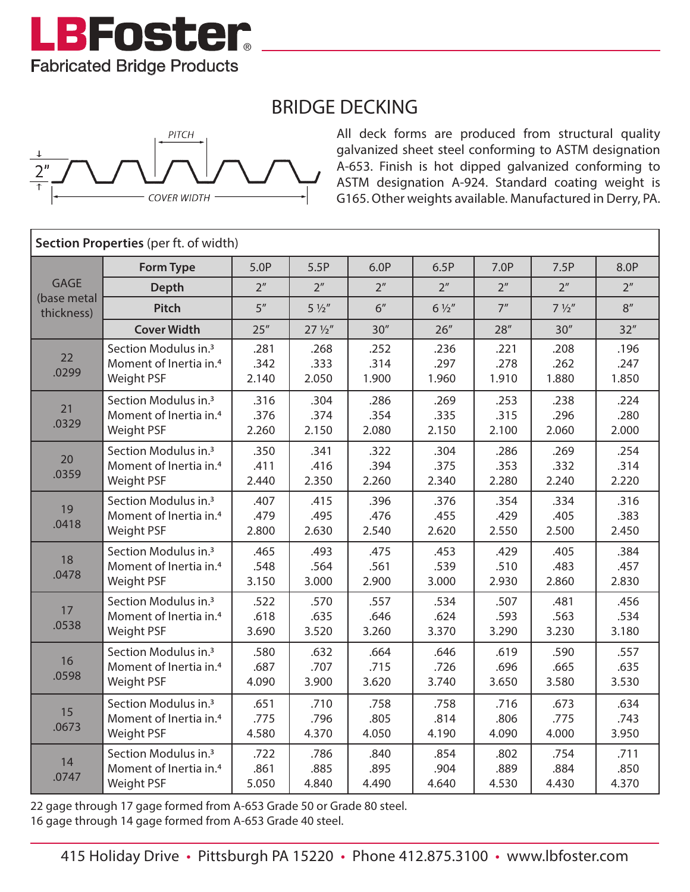# LBFoster®

Fabricated Bridge Products

## BRIDGE DECKING

PITCH

2"

COVER WIDTH

All deck forms are produced from structural quality galvanized sheet steel conforming to ASTM designation A-653. Finish is hot dipped galvanized conforming to ASTM designation A-924. Standard coating weight is G165. Other weights available. Manufactured in Derry, PA.

**Section Properties** (per ft. of width)

| GAGE (base metal thickness) | Form Type | 5.0P | 5.5P | 6.0P | 6.5P | 7.0P | 7.5P | 8.0P |
|---|---|---|---|---|---|---|---|---|
| | Depth | 2" | 2" | 2" | 2" | 2" | 2" | 2" |
| | Pitch | 5" | 5 ½" | 6" | 6 ½" | 7" | 7 ½" | 8" |
| | Cover Width | 25" | 27 ½" | 30" | 26" | 28" | 30" | 32" |
| 22 .0299 | Section Modulus in.³ | .281 | .268 | .252 | .236 | .221 | .208 | .196 |
| | Moment of Inertia in.⁴ | .342 | .333 | .314 | .297 | .278 | .262 | .247 |
| | Weight PSF | 2.140 | 2.050 | 1.900 | 1.960 | 1.910 | 1.880 | 1.850 |
| 21 .0329 | Section Modulus in.³ | .316 | .304 | .286 | .269 | .253 | .238 | .224 |
| | Moment of Inertia in.⁴ | .376 | .374 | .354 | .335 | .315 | .296 | .280 |
| | Weight PSF | 2.260 | 2.150 | 2.080 | 2.150 | 2.100 | 2.060 | 2.000 |
| 20 .0359 | Section Modulus in.³ | .350 | .341 | .322 | .304 | .286 | .269 | .254 |
| | Moment of Inertia in.⁴ | .411 | .416 | .394 | .375 | .353 | .332 | .314 |
| | Weight PSF | 2.440 | 2.350 | 2.260 | 2.340 | 2.280 | 2.240 | 2.220 |
| 19 .0418 | Section Modulus in.³ | .407 | .415 | .396 | .376 | .354 | .334 | .316 |
| | Moment of Inertia in.⁴ | .479 | .495 | .476 | .455 | .429 | .405 | .383 |
| | Weight PSF | 2.800 | 2.630 | 2.540 | 2.620 | 2.550 | 2.500 | 2.450 |
| 18 .0478 | Section Modulus in.³ | .465 | .493 | .475 | .453 | .429 | .405 | .384 |
| | Moment of Inertia in.⁴ | .548 | .564 | .561 | .539 | .510 | .483 | .457 |
| | Weight PSF | 3.150 | 3.000 | 2.900 | 3.000 | 2.930 | 2.860 | 2.830 |
| 17 .0538 | Section Modulus in.³ | .522 | .570 | .557 | .534 | .507 | .481 | .456 |
| | Moment of Inertia in.⁴ | .618 | .635 | .646 | .624 | .593 | .563 | .534 |
| | Weight PSF | 3.690 | 3.520 | 3.260 | 3.370 | 3.290 | 3.230 | 3.180 |
| 16 .0598 | Section Modulus in.³ | .580 | .632 | .664 | .646 | .619 | .590 | .557 |
| | Moment of Inertia in.⁴ | .687 | .707 | .715 | .726 | .696 | .665 | .635 |
| | Weight PSF | 4.090 | 3.900 | 3.620 | 3.740 | 3.650 | 3.580 | 3.530 |
| 15 .0673 | Section Modulus in.³ | .651 | .710 | .758 | .758 | .716 | .673 | .634 |
| | Moment of Inertia in.⁴ | .775 | .796 | .805 | .814 | .806 | .775 | .743 |
| | Weight PSF | 4.580 | 4.370 | 4.050 | 4.190 | 4.090 | 4.000 | 3.950 |
| 14 .0747 | Section Modulus in.³ | .722 | .786 | .840 | .854 | .802 | .754 | .711 |
| | Moment of Inertia in.⁴ | .861 | .885 | .895 | .904 | .889 | .884 | .850 |
| | Weight PSF | 5.050 | 4.840 | 4.490 | 4.640 | 4.530 | 4.430 | 4.370 |

22 gage through 17 gage formed from A-653 Grade 50 or Grade 80 steel.
16 gage through 14 gage formed from A-653 Grade 40 steel.

415 Holiday Drive • Pittsburgh PA 15220 • Phone 412.875.3100 • www.lbfoster.com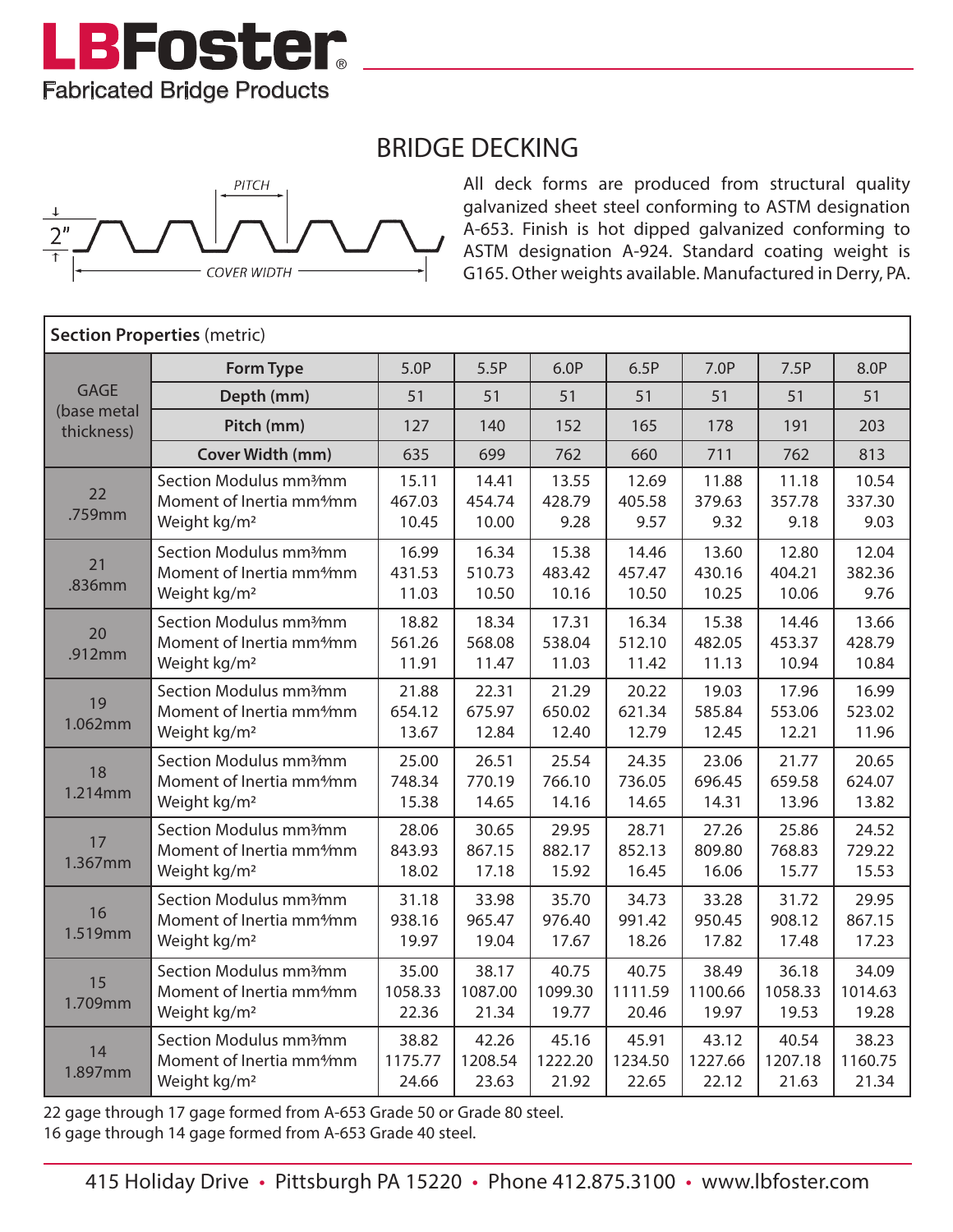# LBFoster

Fabricated Bridge Products

## BRIDGE DECKING

PITCH

2"

COVER WIDTH

All deck forms are produced from structural quality galvanized sheet steel conforming to ASTM designation A-653. Finish is hot dipped galvanized conforming to ASTM designation A-924. Standard coating weight is G165. Other weights available. Manufactured in Derry, PA.

**Section Properties** (metric)

| GAGE (base metal thickness) | Form Type | 5.0P | 5.5P | 6.0P | 6.5P | 7.0P | 7.5P | 8.0P |
|---|---|---|---|---|---|---|---|---|
| | **Depth (mm)** | 51 | 51 | 51 | 51 | 51 | 51 | 51 |
| | **Pitch (mm)** | 127 | 140 | 152 | 165 | 178 | 191 | 203 |
| | **Cover Width (mm)** | 635 | 699 | 762 | 660 | 711 | 762 | 813 |
| 22 .759mm | Section Modulus mm³/mm | 15.11 | 14.41 | 13.55 | 12.69 | 11.88 | 11.18 | 10.54 |
| | Moment of Inertia mm⁴/mm | 467.03 | 454.74 | 428.79 | 405.58 | 379.63 | 357.78 | 337.30 |
| | Weight kg/m² | 10.45 | 10.00 | 9.28 | 9.57 | 9.32 | 9.18 | 9.03 |
| 21 .836mm | Section Modulus mm³/mm | 16.99 | 16.34 | 15.38 | 14.46 | 13.60 | 12.80 | 12.04 |
| | Moment of Inertia mm⁴/mm | 431.53 | 510.73 | 483.42 | 457.47 | 430.16 | 404.21 | 382.36 |
| | Weight kg/m² | 11.03 | 10.50 | 10.16 | 10.50 | 10.25 | 10.06 | 9.76 |
| 20 .912mm | Section Modulus mm³/mm | 18.82 | 18.34 | 17.31 | 16.34 | 15.38 | 14.46 | 13.66 |
| | Moment of Inertia mm⁴/mm | 561.26 | 568.08 | 538.04 | 512.10 | 482.05 | 453.37 | 428.79 |
| | Weight kg/m² | 11.91 | 11.47 | 11.03 | 11.42 | 11.13 | 10.94 | 10.84 |
| 19 1.062mm | Section Modulus mm³/mm | 21.88 | 22.31 | 21.29 | 20.22 | 19.03 | 17.96 | 16.99 |
| | Moment of Inertia mm⁴/mm | 654.12 | 675.97 | 650.02 | 621.34 | 585.84 | 553.06 | 523.02 |
| | Weight kg/m² | 13.67 | 12.84 | 12.40 | 12.79 | 12.45 | 12.21 | 11.96 |
| 18 1.214mm | Section Modulus mm³/mm | 25.00 | 26.51 | 25.54 | 24.35 | 23.06 | 21.77 | 20.65 |
| | Moment of Inertia mm⁴/mm | 748.34 | 770.19 | 766.10 | 736.05 | 696.45 | 659.58 | 624.07 |
| | Weight kg/m² | 15.38 | 14.65 | 14.16 | 14.65 | 14.31 | 13.96 | 13.82 |
| 17 1.367mm | Section Modulus mm³/mm | 28.06 | 30.65 | 29.95 | 28.71 | 27.26 | 25.86 | 24.52 |
| | Moment of Inertia mm⁴/mm | 843.93 | 867.15 | 882.17 | 852.13 | 809.80 | 768.83 | 729.22 |
| | Weight kg/m² | 18.02 | 17.18 | 15.92 | 16.45 | 16.06 | 15.77 | 15.53 |
| 16 1.519mm | Section Modulus mm³/mm | 31.18 | 33.98 | 35.70 | 34.73 | 33.28 | 31.72 | 29.95 |
| | Moment of Inertia mm⁴/mm | 938.16 | 965.47 | 976.40 | 991.42 | 950.45 | 908.12 | 867.15 |
| | Weight kg/m² | 19.97 | 19.04 | 17.67 | 18.26 | 17.82 | 17.48 | 17.23 |
| 15 1.709mm | Section Modulus mm³/mm | 35.00 | 38.17 | 40.75 | 40.75 | 38.49 | 36.18 | 34.09 |
| | Moment of Inertia mm⁴/mm | 1058.33 | 1087.00 | 1099.30 | 1111.59 | 1100.66 | 1058.33 | 1014.63 |
| | Weight kg/m² | 22.36 | 21.34 | 19.77 | 20.46 | 19.97 | 19.53 | 19.28 |
| 14 1.897mm | Section Modulus mm³/mm | 38.82 | 42.26 | 45.16 | 45.91 | 43.12 | 40.54 | 38.23 |
| | Moment of Inertia mm⁴/mm | 1175.77 | 1208.54 | 1222.20 | 1234.50 | 1227.66 | 1207.18 | 1160.75 |
| | Weight kg/m² | 24.66 | 23.63 | 21.92 | 22.65 | 22.12 | 21.63 | 21.34 |

22 gage through 17 gage formed from A-653 Grade 50 or Grade 80 steel.
16 gage through 14 gage formed from A-653 Grade 40 steel.

415 Holiday Drive • Pittsburgh PA 15220 • Phone 412.875.3100 • www.lbfoster.com